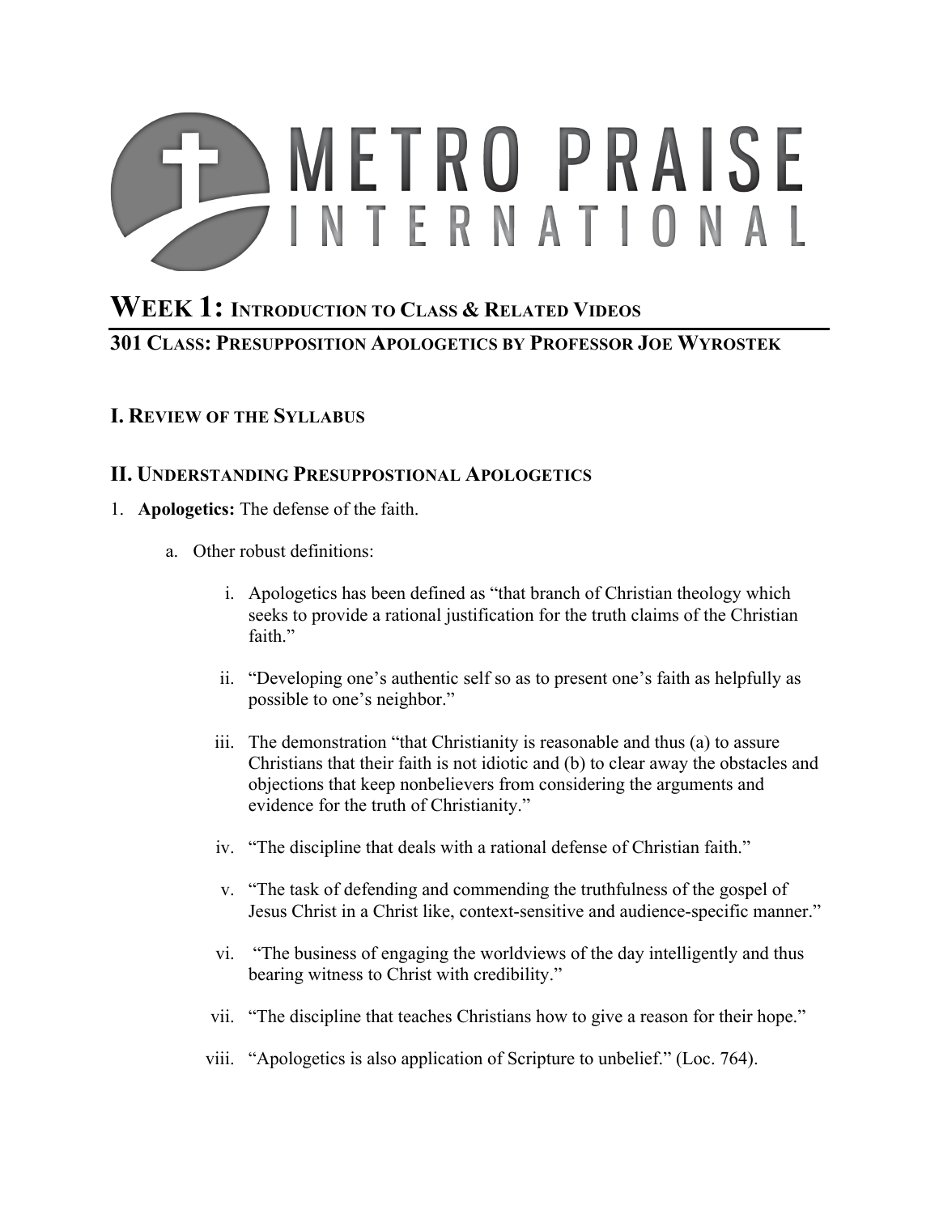# METRO PRAISE INTERNATIONAL

## WEEK 1: INTRODUCTION TO CLASS & RELATED VIDEOS

### 301 CLASS: PRESUPPOSITION APOLOGETICS BY PROFESSOR JOE WYROSTEK

### I. REVIEW OF THE SYLLABUS

### II. UNDERSTANDING PRESUPPOSTIONAL APOLOGETICS

1. **Apologetics:** The defense of the faith.

   a. Other robust definitions:

      i. Apologetics has been defined as "that branch of Christian theology which seeks to provide a rational justification for the truth claims of the Christian faith."

      ii. "Developing one's authentic self so as to present one's faith as helpfully as possible to one's neighbor."

      iii. The demonstration "that Christianity is reasonable and thus (a) to assure Christians that their faith is not idiotic and (b) to clear away the obstacles and objections that keep nonbelievers from considering the arguments and evidence for the truth of Christianity."

      iv. "The discipline that deals with a rational defense of Christian faith."

      v. "The task of defending and commending the truthfulness of the gospel of Jesus Christ in a Christ like, context-sensitive and audience-specific manner."

      vi. "The business of engaging the worldviews of the day intelligently and thus bearing witness to Christ with credibility."

      vii. "The discipline that teaches Christians how to give a reason for their hope."

      viii. "Apologetics is also application of Scripture to unbelief." (Loc. 764).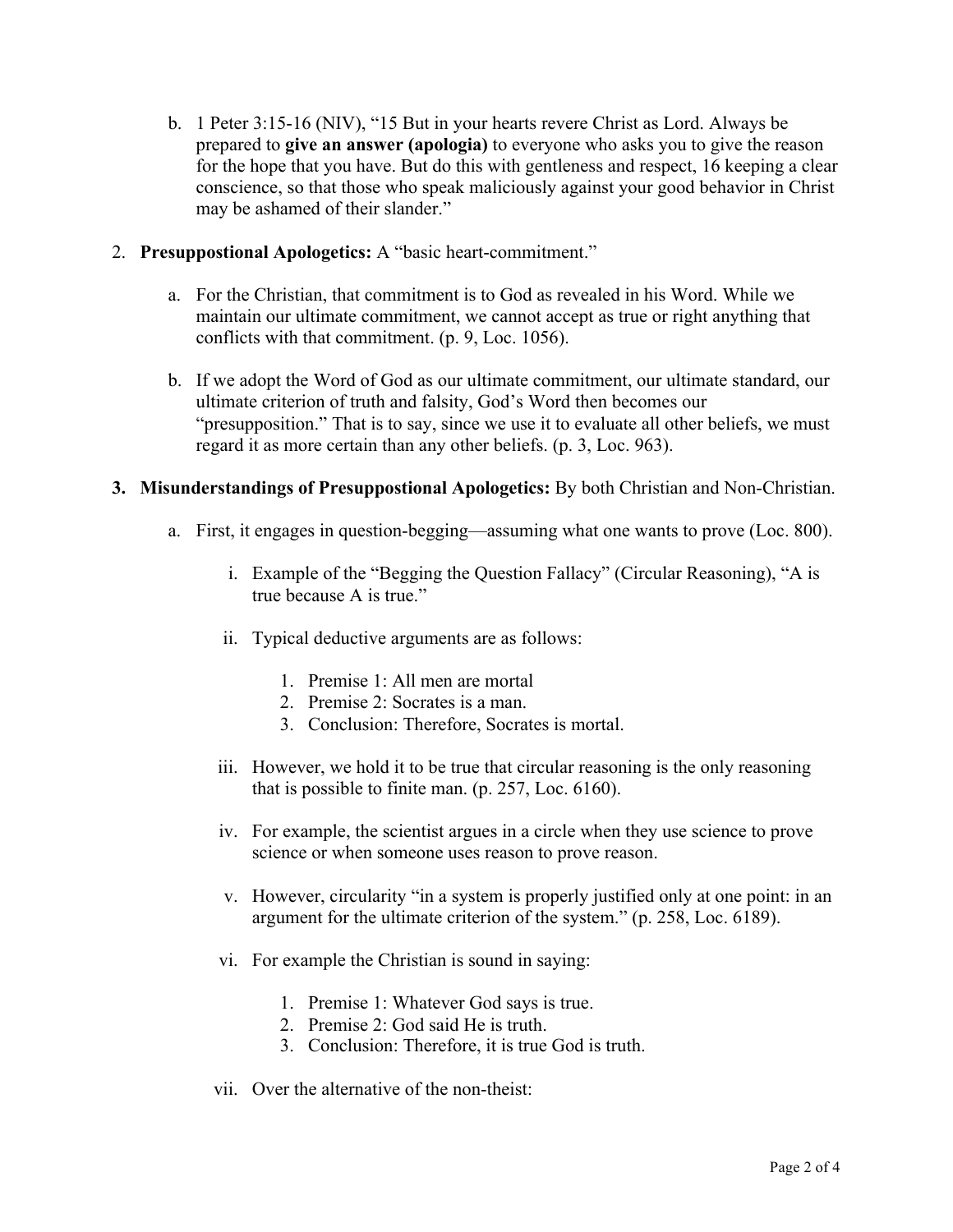b. 1 Peter 3:15-16 (NIV), "15 But in your hearts revere Christ as Lord. Always be prepared to **give an answer (apologia)** to everyone who asks you to give the reason for the hope that you have. But do this with gentleness and respect, 16 keeping a clear conscience, so that those who speak maliciously against your good behavior in Christ may be ashamed of their slander."

2. **Presuppostional Apologetics:** A "basic heart-commitment."

    a. For the Christian, that commitment is to God as revealed in his Word. While we maintain our ultimate commitment, we cannot accept as true or right anything that conflicts with that commitment. (p. 9, Loc. 1056).

    b. If we adopt the Word of God as our ultimate commitment, our ultimate standard, our ultimate criterion of truth and falsity, God's Word then becomes our "presupposition." That is to say, since we use it to evaluate all other beliefs, we must regard it as more certain than any other beliefs. (p. 3, Loc. 963).

3. **Misunderstandings of Presuppostional Apologetics:** By both Christian and Non-Christian.

    a. First, it engages in question-begging—assuming what one wants to prove (Loc. 800).

        i. Example of the "Begging the Question Fallacy" (Circular Reasoning), "A is true because A is true."

        ii. Typical deductive arguments are as follows:

            1. Premise 1: All men are mortal
            2. Premise 2: Socrates is a man.
            3. Conclusion: Therefore, Socrates is mortal.

        iii. However, we hold it to be true that circular reasoning is the only reasoning that is possible to finite man. (p. 257, Loc. 6160).

        iv. For example, the scientist argues in a circle when they use science to prove science or when someone uses reason to prove reason.

        v. However, circularity "in a system is properly justified only at one point: in an argument for the ultimate criterion of the system." (p. 258, Loc. 6189).

        vi. For example the Christian is sound in saying:

            1. Premise 1: Whatever God says is true.
            2. Premise 2: God said He is truth.
            3. Conclusion: Therefore, it is true God is truth.

        vii. Over the alternative of the non-theist: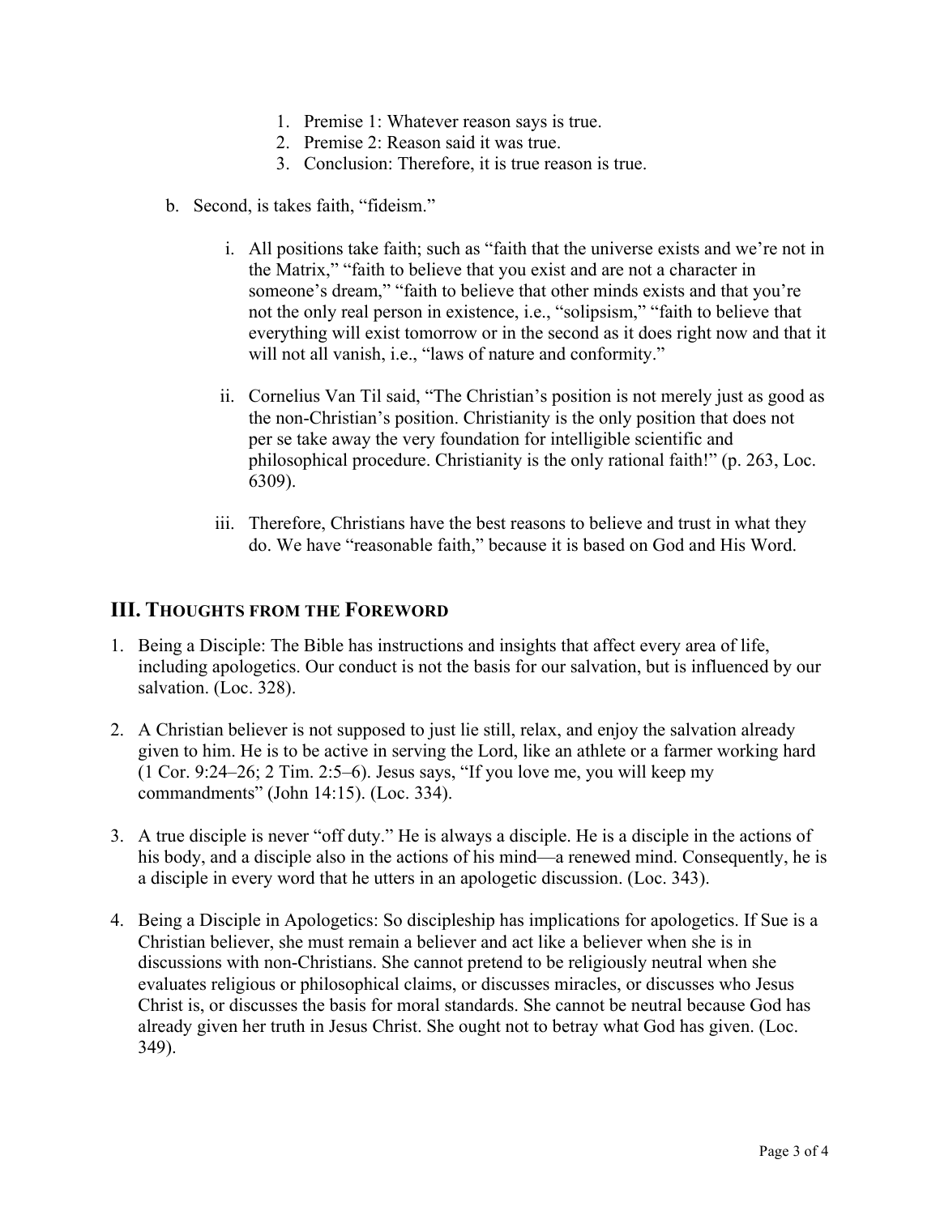1. Premise 1: Whatever reason says is true.
2. Premise 2: Reason said it was true.
3. Conclusion: Therefore, it is true reason is true.

b. Second, is takes faith, “fideism.”

   i. All positions take faith; such as “faith that the universe exists and we’re not in the Matrix,” “faith to believe that you exist and are not a character in someone’s dream,” “faith to believe that other minds exists and that you’re not the only real person in existence, i.e., “solipsism,” “faith to believe that everything will exist tomorrow or in the second as it does right now and that it will not all vanish, i.e., “laws of nature and conformity.”

   ii. Cornelius Van Til said, “The Christian’s position is not merely just as good as the non-Christian’s position. Christianity is the only position that does not per se take away the very foundation for intelligible scientific and philosophical procedure. Christianity is the only rational faith!” (p. 263, Loc. 6309).

   iii. Therefore, Christians have the best reasons to believe and trust in what they do. We have “reasonable faith,” because it is based on God and His Word.

## III. Thoughts from the Foreword

1. Being a Disciple: The Bible has instructions and insights that affect every area of life, including apologetics. Our conduct is not the basis for our salvation, but is influenced by our salvation. (Loc. 328).

2. A Christian believer is not supposed to just lie still, relax, and enjoy the salvation already given to him. He is to be active in serving the Lord, like an athlete or a farmer working hard (1 Cor. 9:24–26; 2 Tim. 2:5–6). Jesus says, “If you love me, you will keep my commandments” (John 14:15). (Loc. 334).

3. A true disciple is never “off duty.” He is always a disciple. He is a disciple in the actions of his body, and a disciple also in the actions of his mind—a renewed mind. Consequently, he is a disciple in every word that he utters in an apologetic discussion. (Loc. 343).

4. Being a Disciple in Apologetics: So discipleship has implications for apologetics. If Sue is a Christian believer, she must remain a believer and act like a believer when she is in discussions with non-Christians. She cannot pretend to be religiously neutral when she evaluates religious or philosophical claims, or discusses miracles, or discusses who Jesus Christ is, or discusses the basis for moral standards. She cannot be neutral because God has already given her truth in Jesus Christ. She ought not to betray what God has given. (Loc. 349).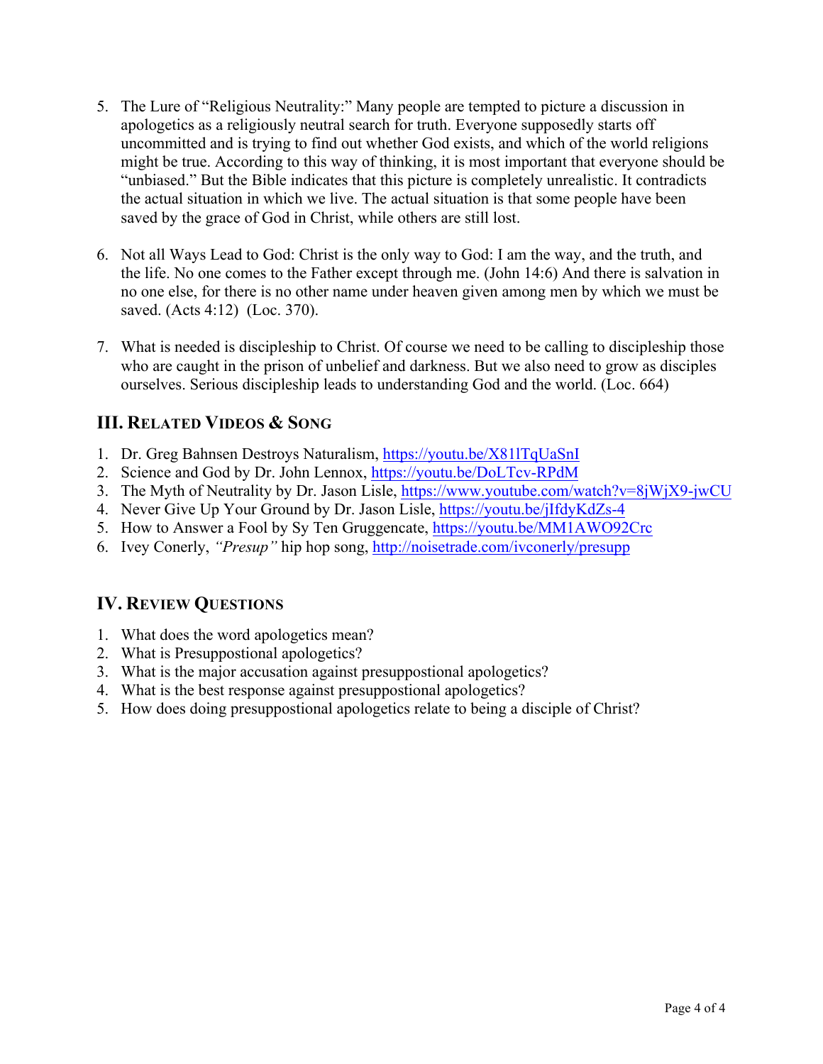5. The Lure of "Religious Neutrality:" Many people are tempted to picture a discussion in apologetics as a religiously neutral search for truth. Everyone supposedly starts off uncommitted and is trying to find out whether God exists, and which of the world religions might be true. According to this way of thinking, it is most important that everyone should be "unbiased." But the Bible indicates that this picture is completely unrealistic. It contradicts the actual situation in which we live. The actual situation is that some people have been saved by the grace of God in Christ, while others are still lost.

6. Not all Ways Lead to God: Christ is the only way to God: I am the way, and the truth, and the life. No one comes to the Father except through me. (John 14:6) And there is salvation in no one else, for there is no other name under heaven given among men by which we must be saved. (Acts 4:12) (Loc. 370).

7. What is needed is discipleship to Christ. Of course we need to be calling to discipleship those who are caught in the prison of unbelief and darkness. But we also need to grow as disciples ourselves. Serious discipleship leads to understanding God and the world. (Loc. 664)

## III. Related Videos & Song

1. Dr. Greg Bahnsen Destroys Naturalism, https://youtu.be/X81lTqUaSnI
2. Science and God by Dr. John Lennox, https://youtu.be/DoLTcv-RPdM
3. The Myth of Neutrality by Dr. Jason Lisle, https://www.youtube.com/watch?v=8jWjX9-jwCU
4. Never Give Up Your Ground by Dr. Jason Lisle, https://youtu.be/jIfdyKdZs-4
5. How to Answer a Fool by Sy Ten Gruggencate, https://youtu.be/MM1AWO92Crc
6. Ivey Conerly, *"Presup"* hip hop song, http://noisetrade.com/ivconerly/presupp

## IV. Review Questions

1. What does the word apologetics mean?
2. What is Presuppostional apologetics?
3. What is the major accusation against presuppostional apologetics?
4. What is the best response against presuppostional apologetics?
5. How does doing presuppostional apologetics relate to being a disciple of Christ?